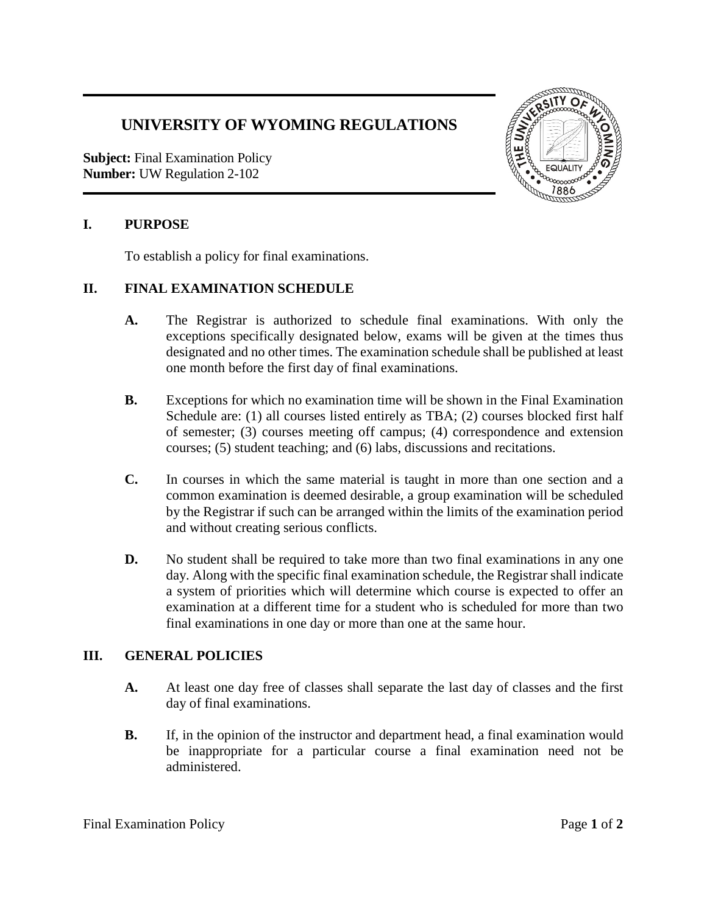# UNIVERSITY OF WYOMING REGULATIONS

**Subject:** Final Examination Policy
**Number:** UW Regulation 2-102

## I. PURPOSE

To establish a policy for final examinations.

## II. FINAL EXAMINATION SCHEDULE

**A.** The Registrar is authorized to schedule final examinations. With only the exceptions specifically designated below, exams will be given at the times thus designated and no other times. The examination schedule shall be published at least one month before the first day of final examinations.

**B.** Exceptions for which no examination time will be shown in the Final Examination Schedule are: (1) all courses listed entirely as TBA; (2) courses blocked first half of semester; (3) courses meeting off campus; (4) correspondence and extension courses; (5) student teaching; and (6) labs, discussions and recitations.

**C.** In courses in which the same material is taught in more than one section and a common examination is deemed desirable, a group examination will be scheduled by the Registrar if such can be arranged within the limits of the examination period and without creating serious conflicts.

**D.** No student shall be required to take more than two final examinations in any one day. Along with the specific final examination schedule, the Registrar shall indicate a system of priorities which will determine which course is expected to offer an examination at a different time for a student who is scheduled for more than two final examinations in one day or more than one at the same hour.

## III. GENERAL POLICIES

**A.** At least one day free of classes shall separate the last day of classes and the first day of final examinations.

**B.** If, in the opinion of the instructor and department head, a final examination would be inappropriate for a particular course a final examination need not be administered.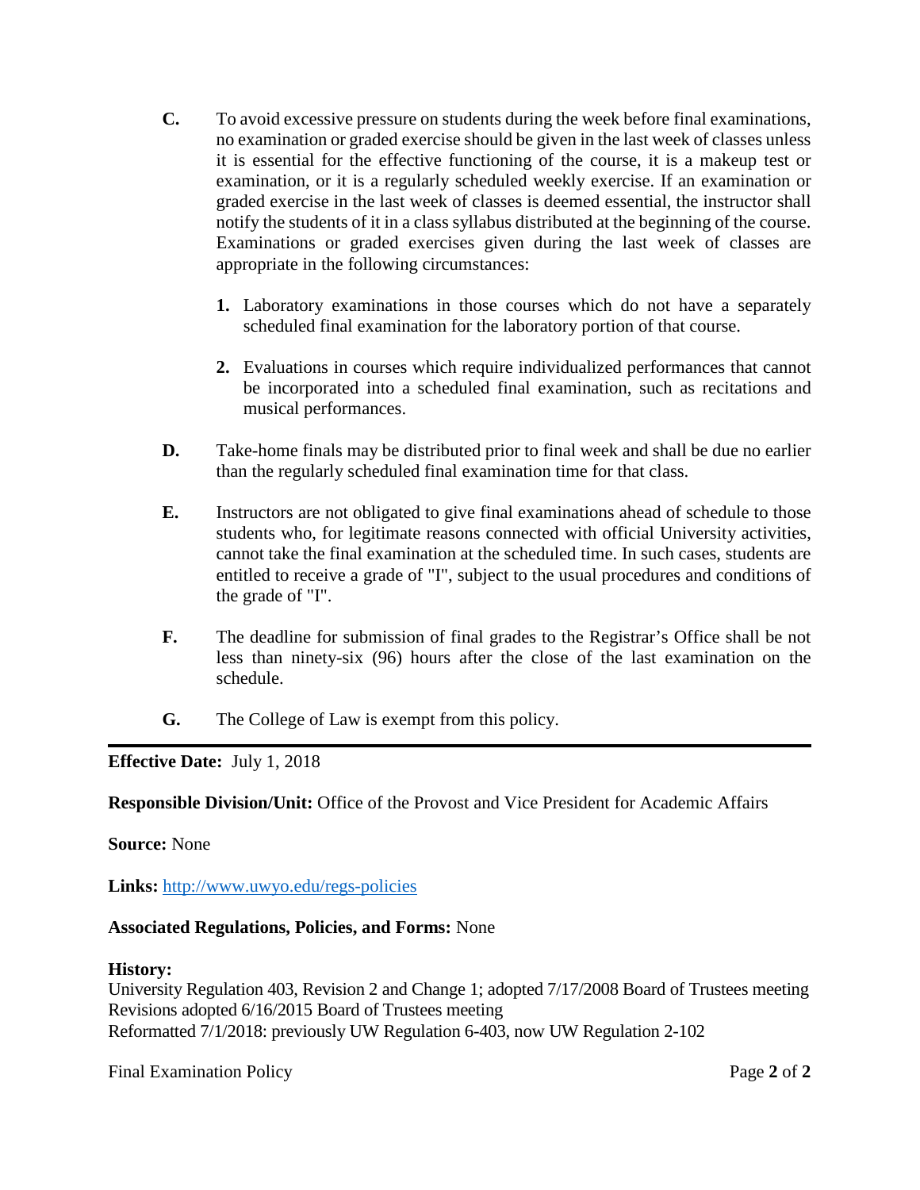**C.** To avoid excessive pressure on students during the week before final examinations, no examination or graded exercise should be given in the last week of classes unless it is essential for the effective functioning of the course, it is a makeup test or examination, or it is a regularly scheduled weekly exercise. If an examination or graded exercise in the last week of classes is deemed essential, the instructor shall notify the students of it in a class syllabus distributed at the beginning of the course. Examinations or graded exercises given during the last week of classes are appropriate in the following circumstances:

1. Laboratory examinations in those courses which do not have a separately scheduled final examination for the laboratory portion of that course.
2. Evaluations in courses which require individualized performances that cannot be incorporated into a scheduled final examination, such as recitations and musical performances.

**D.** Take-home finals may be distributed prior to final week and shall be due no earlier than the regularly scheduled final examination time for that class.

**E.** Instructors are not obligated to give final examinations ahead of schedule to those students who, for legitimate reasons connected with official University activities, cannot take the final examination at the scheduled time. In such cases, students are entitled to receive a grade of "I", subject to the usual procedures and conditions of the grade of "I".

**F.** The deadline for submission of final grades to the Registrar's Office shall be not less than ninety-six (96) hours after the close of the last examination on the schedule.

**G.** The College of Law is exempt from this policy.

---

**Effective Date:** July 1, 2018

**Responsible Division/Unit:** Office of the Provost and Vice President for Academic Affairs

**Source:** None

**Links:** http://www.uwyo.edu/regs-policies

**Associated Regulations, Policies, and Forms:** None

**History:**
University Regulation 403, Revision 2 and Change 1; adopted 7/17/2008 Board of Trustees meeting
Revisions adopted 6/16/2015 Board of Trustees meeting
Reformatted 7/1/2018: previously UW Regulation 6-403, now UW Regulation 2-102